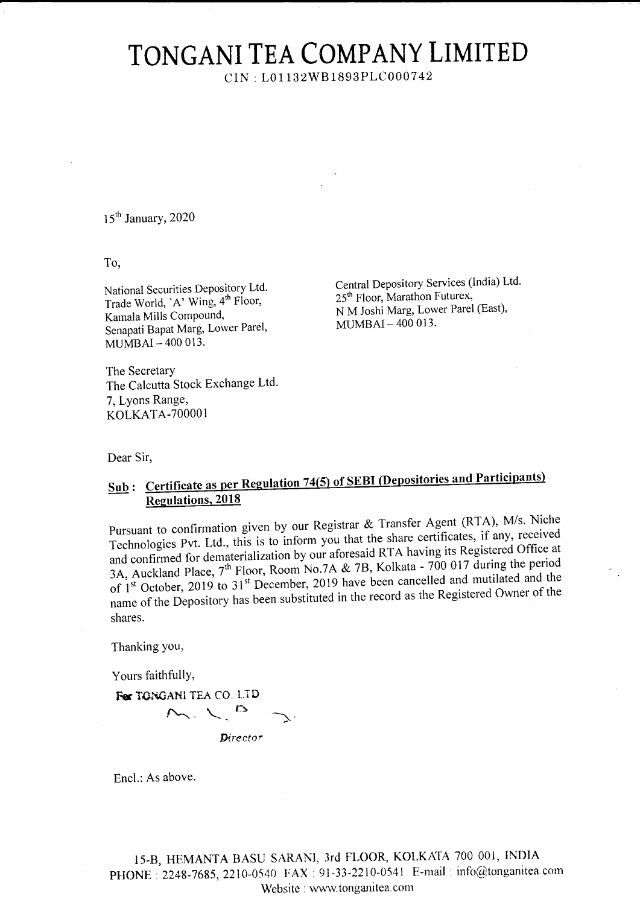# TONGANI TEA COMPANY LIMITED

CIN : L01132WB1893PLC000742

15th January, 2020

To,

National Securities Depository Ltd.
Trade World, 'A' Wing, 4th Floor,
Kamala Mills Compound,
Senapati Bapat Marg, Lower Parel,
MUMBAI – 400 013.

Central Depository Services (India) Ltd.
25th Floor, Marathon Futurex,
N M Joshi Marg, Lower Parel (East),
MUMBAI – 400 013.

The Secretary
The Calcutta Stock Exchange Ltd.
7, Lyons Range,
KOLKATA-700001

Dear Sir,

**Sub : Certificate as per Regulation 74(5) of SEBI (Depositories and Participants) Regulations, 2018**

Pursuant to confirmation given by our Registrar & Transfer Agent (RTA), M/s. Niche Technologies Pvt. Ltd., this is to inform you that the share certificates, if any, received and confirmed for dematerialization by our aforesaid RTA having its Registered Office at 3A, Auckland Place, 7th Floor, Room No.7A & 7B, Kolkata - 700 017 during the period of 1st October, 2019 to 31st December, 2019 have been cancelled and mutilated and the name of the Depository has been substituted in the record as the Registered Owner of the shares.

Thanking you,

Yours faithfully,

For TONGANI TEA CO. LTD

*Director*

Encl.: As above.

15-B, HEMANTA BASU SARANI, 3rd FLOOR, KOLKATA 700 001, INDIA
PHONE : 2248-7685, 2210-0540 FAX : 91-33-2210-0541 E-mail : info@tonganitea.com
Website : www.tonganitea.com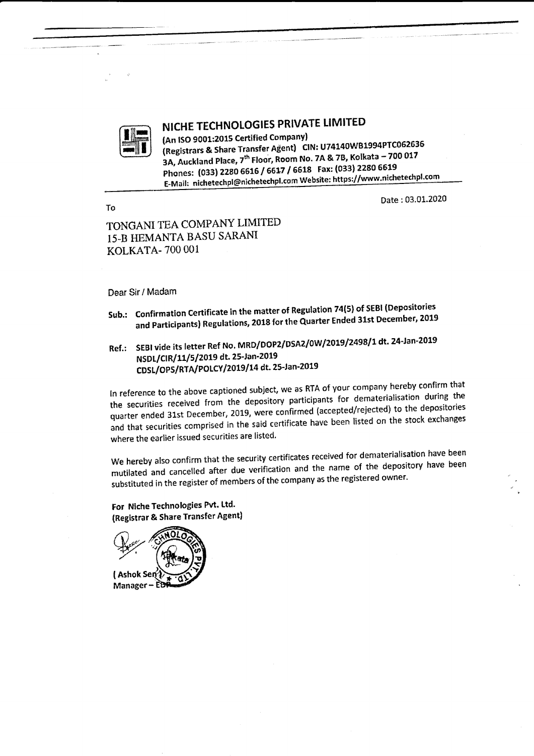# NICHE TECHNOLOGIES PRIVATE LIMITED

(An ISO 9001:2015 Certified Company)
(Registrars & Share Transfer Agent) CIN: U74140WB1994PTC062636
3A, Auckland Place, 7th Floor, Room No. 7A & 7B, Kolkata – 700 017
Phones: (033) 2280 6616 / 6617 / 6618 Fax: (033) 2280 6619
E-Mail: nichetechpl@nichetechpl.com Website: https://www.nichetechpl.com

Date : 03.01.2020

To

TONGANI TEA COMPANY LIMITED
15-B HEMANTA BASU SARANI
KOLKATA- 700 001

Dear Sir / Madam

**Sub.: Confirmation Certificate in the matter of Regulation 74(5) of SEBI (Depositories and Participants) Regulations, 2018 for the Quarter Ended 31st December, 2019**

**Ref.: SEBI vide its letter Ref No. MRD/DOP2/DSA2/OW/2019/2498/1 dt. 24-Jan-2019**
**NSDL/CIR/11/5/2019 dt. 25-Jan-2019**
**CDSL/OPS/RTA/POLCY/2019/14 dt. 25-Jan-2019**

In reference to the above captioned subject, we as RTA of your company hereby confirm that the securities received from the depository participants for dematerialisation during the quarter ended 31st December, 2019, were confirmed (accepted/rejected) to the depositories and that securities comprised in the said certificate have been listed on the stock exchanges where the earlier issued securities are listed.

We hereby also confirm that the security certificates received for dematerialisation have been mutilated and cancelled after due verification and the name of the depository have been substituted in the register of members of the company as the registered owner.

**For Niche Technologies Pvt. Ltd.**
**(Registrar & Share Transfer Agent)**

( Ashok Sen )
Manager – EDP